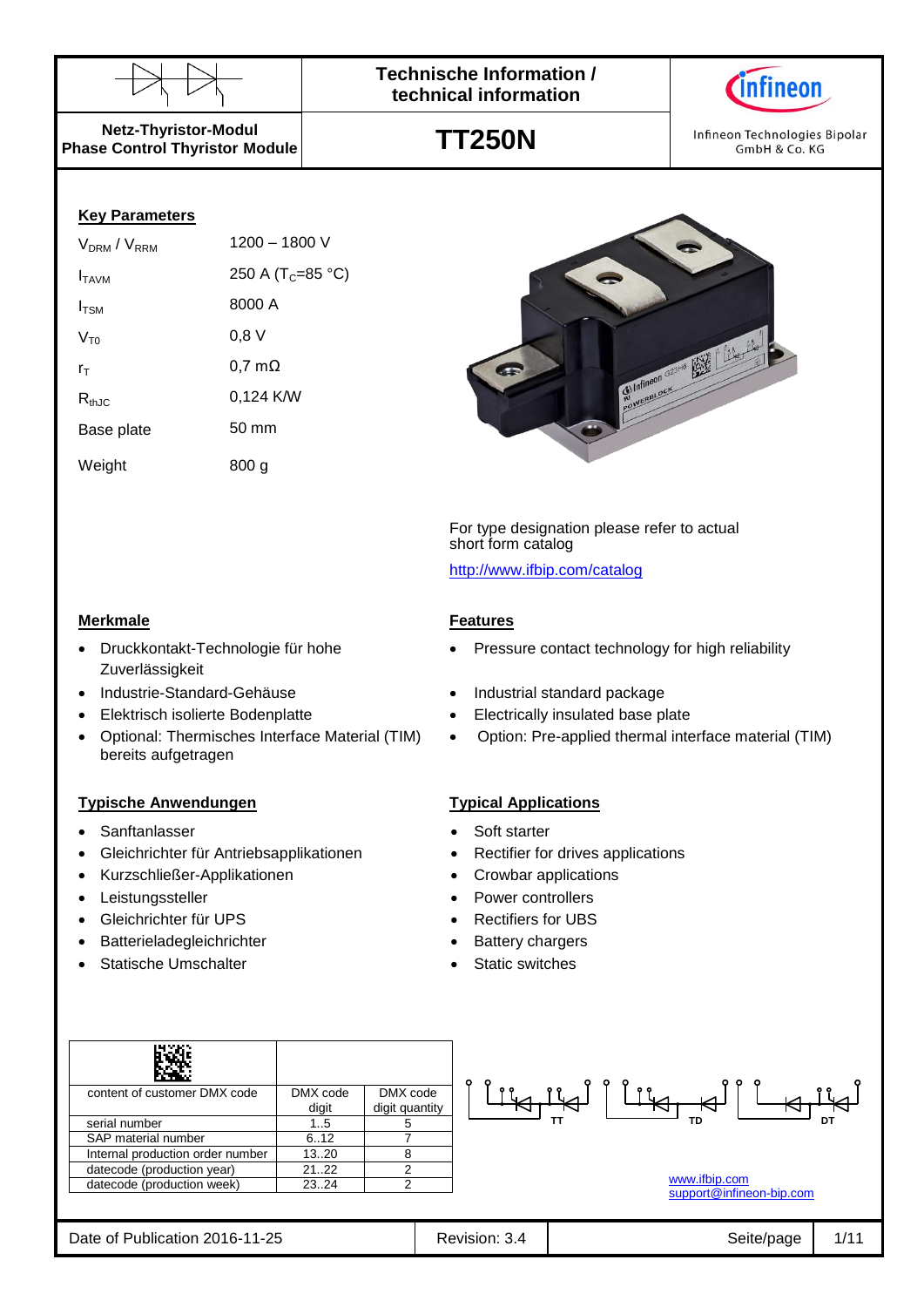# Technische Information / technical information

**Netz-Thyristor-Modul**
**Phase Control Thyristor Module**

# TT250N

Infineon Technologies Bipolar GmbH & Co. KG

## Key Parameters

| | |
|---|---|
| $V_{DRM}$ / $V_{RRM}$ | 1200 – 1800 V |
| $I_{TAVM}$ | 250 A ($T_C$=85 °C) |
| $I_{TSM}$ | 8000 A |
| $V_{T0}$ | 0,8 V |
| $r_T$ | 0,7 mΩ |
| $R_{thJC}$ | 0,124 K/W |
| Base plate | 50 mm |
| Weight | 800 g |

For type designation please refer to actual short form catalog

http://www.ifbip.com/catalog

## Merkmale

- Druckkontakt-Technologie für hohe Zuverlässigkeit
- Industrie-Standard-Gehäuse
- Elektrisch isolierte Bodenplatte
- Optional: Thermisches Interface Material (TIM) bereits aufgetragen

## Features

- Pressure contact technology for high reliability
- Industrial standard package
- Electrically insulated base plate
- Option: Pre-applied thermal interface material (TIM)

## Typische Anwendungen

- Sanftanlasser
- Gleichrichter für Antriebsapplikationen
- Kurzschließer-Applikationen
- Leistungssteller
- Gleichrichter für UPS
- Batterieladegleichrichter
- Statische Umschalter

## Typical Applications

- Soft starter
- Rectifier for drives applications
- Crowbar applications
- Power controllers
- Rectifiers for UBS
- Battery chargers
- Static switches

| content of customer DMX code | DMX code digit | DMX code digit quantity |
|---|---|---|
| serial number | 1..5 | 5 |
| SAP material number | 6..12 | 7 |
| Internal production order number | 13..20 | 8 |
| datecode (production year) | 21..22 | 2 |
| datecode (production week) | 23..24 | 2 |

TT TD DT

www.ifbip.com
support@infineon-bip.com

Date of Publication 2016-11-25 | Revision: 3.4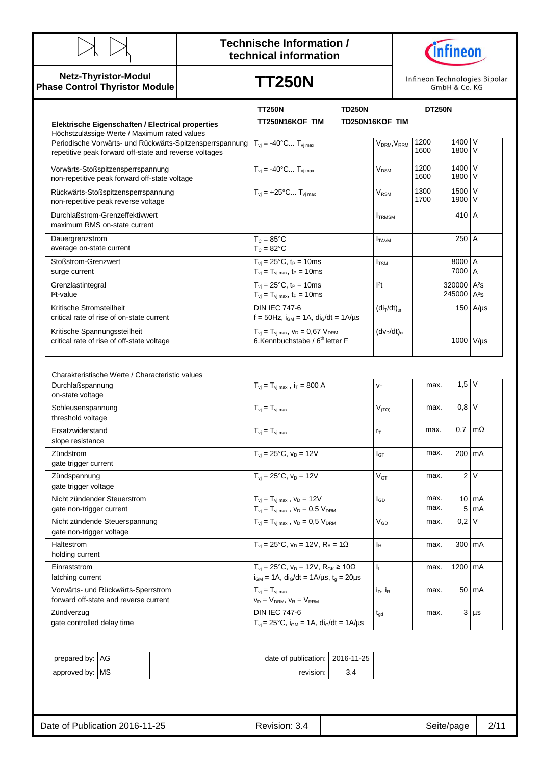**Technische Information / technical information**

**Netz-Thyristor-Modul**
**Phase Control Thyristor Module**

# TT250N

Infineon Technologies Bipolar GmbH & Co. KG

| | **TT250N** | **TD250N** | **DT250N** |
|---|---|---|---|
| | **TT250N16KOF_TIM** | **TD250N16KOF_TIM** | |

## Elektrische Eigenschaften / Electrical properties

Höchstzulässige Werte / Maximum rated values

| | | | | |
|---|---|---|---|---|
| Periodische Vorwärts- und Rückwärts-Spitzensperrspannung<br>repetitive peak forward off-state and reverse voltages | $T_{vj}$ = -40°C... $T_{vj\,max}$ | $V_{DRM}$, $V_{RRM}$ | 1200 1400<br>1600 1800 | V<br>V |
| Vorwärts-Stoßspitzensperrspannung<br>non-repetitive peak forward off-state voltage | $T_{vj}$ = -40°C... $T_{vj\,max}$ | $V_{DSM}$ | 1200 1400<br>1600 1800 | V<br>V |
| Rückwärts-Stoßspitzensperrspannung<br>non-repetitive peak reverse voltage | $T_{vj}$ = +25°C... $T_{vj\,max}$ | $V_{RSM}$ | 1300 1500<br>1700 1900 | V<br>V |
| Durchlaßstrom-Grenzeffektivwert<br>maximum RMS on-state current | | $I_{TRMSM}$ | 410 | A |
| Dauergrenzstrom<br>average on-state current | $T_C$ = 85°C<br>$T_C$ = 82°C | $I_{TAVM}$ | 250 | A |
| Stoßstrom-Grenzwert<br>surge current | $T_{vj}$ = 25°C, $t_P$ = 10ms<br>$T_{vj}$ = $T_{vj\,max}$, $t_P$ = 10ms | $I_{TSM}$ | 8000<br>7000 | A<br>A |
| Grenzlastintegral<br>$I^2t$-value | $T_{vj}$ = 25°C, $t_P$ = 10ms<br>$T_{vj}$ = $T_{vj\,max}$, $t_P$ = 10ms | $I^2t$ | 320000<br>245000 | $A^2s$<br>$A^2s$ |
| Kritische Stromsteilheit<br>critical rate of rise of on-state current | DIN IEC 747-6<br>f = 50Hz, $i_{GM}$ = 1A, $di_G/dt$ = 1A/µs | $(di_T/dt)_{cr}$ | 150 | A/µs |
| Kritische Spannungssteilheit<br>critical rate of rise of off-state voltage | $T_{vj}$ = $T_{vj\,max}$, $v_D$ = 0,67 $V_{DRM}$<br>6.Kennbuchstabe / 6th letter F | $(dv_D/dt)_{cr}$ | 1000 | V/µs |

Charakteristische Werte / Characteristic values

| | | | | | |
|---|---|---|---|---|---|
| Durchlaßspannung<br>on-state voltage | $T_{vj}$ = $T_{vj\,max}$, $i_T$ = 800 A | $v_T$ | max. | 1,5 | V |
| Schleusenspannung<br>threshold voltage | $T_{vj}$ = $T_{vj\,max}$ | $V_{(TO)}$ | max. | 0,8 | V |
| Ersatzwiderstand<br>slope resistance | $T_{vj}$ = $T_{vj\,max}$ | $r_T$ | max. | 0,7 | mΩ |
| Zündstrom<br>gate trigger current | $T_{vj}$ = 25°C, $v_D$ = 12V | $I_{GT}$ | max. | 200 | mA |
| Zündspannung<br>gate trigger voltage | $T_{vj}$ = 25°C, $v_D$ = 12V | $V_{GT}$ | max. | 2 | V |
| Nicht zündender Steuerstrom<br>gate non-trigger current | $T_{vj}$ = $T_{vj\,max}$, $v_D$ = 12V<br>$T_{vj}$ = $T_{vj\,max}$, $v_D$ = 0,5 $V_{DRM}$ | $I_{GD}$ | max.<br>max. | 10<br>5 | mA<br>mA |
| Nicht zündende Steuerspannung<br>gate non-trigger voltage | $T_{vj}$ = $T_{vj\,max}$, $v_D$ = 0,5 $V_{DRM}$ | $V_{GD}$ | max. | 0,2 | V |
| Haltestrom<br>holding current | $T_{vj}$ = 25°C, $v_D$ = 12V, $R_A$ = 1Ω | $I_H$ | max. | 300 | mA |
| Einraststrom<br>latching current | $T_{vj}$ = 25°C, $v_D$ = 12V, $R_{GK}$ ≥ 10Ω<br>$i_{GM}$ = 1A, $di_G/dt$ = 1A/µs, $t_g$ = 20µs | $I_L$ | max. | 1200 | mA |
| Vorwärts- und Rückwärts-Sperrstrom<br>forward off-state and reverse current | $T_{vj}$ = $T_{vj\,max}$<br>$v_D$ = $V_{DRM}$, $v_R$ = $V_{RRM}$ | $i_D$, $i_R$ | max. | 50 | mA |
| Zündverzug<br>gate controlled delay time | DIN IEC 747-6<br>$T_{vj}$ = 25°C, $i_{GM}$ = 1A, $di_G/dt$ = 1A/µs | $t_{gd}$ | max. | 3 | µs |

| | | | | |
|---|---|---|---|---|
| prepared by: | AG | | date of publication: | 2016-11-25 |
| approved by: | MS | | revision: | 3.4 |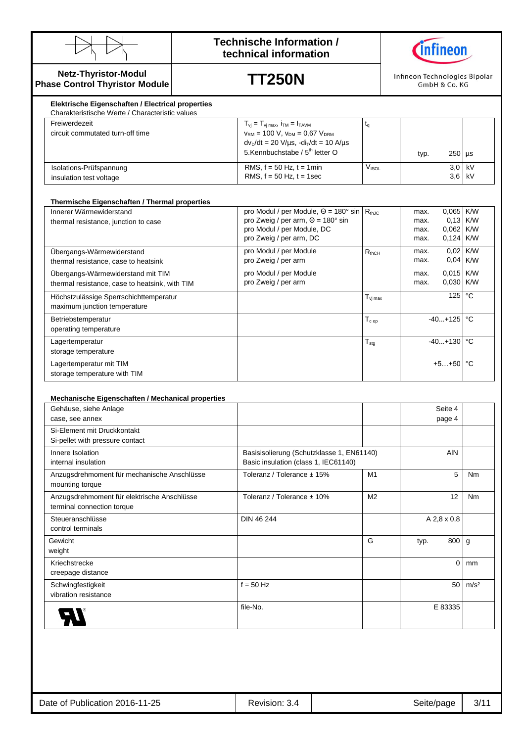**Technische Information / technical information**

**Netz-Thyristor-Modul**
**Phase Control Thyristor Module**

# TT250N

Infineon Technologies Bipolar GmbH & Co. KG

### Elektrische Eigenschaften / Electrical properties

Charakteristische Werte / Characteristic values

| | | | | | |
|---|---|---|---|---|---|
| Freiwerdezeit<br>circuit commutated turn-off time | $T_{vj} = T_{vj\,max}$, $i_{TM} = I_{TAVM}$<br>$v_{RM}$ = 100 V, $v_{DM}$ = 0,67 $V_{DRM}$<br>$dv_D/dt$ = 20 V/µs, $-di_T/dt$ = 10 A/µs<br>5.Kennbuchstabe / 5[th] letter O | $t_q$ | typ. | 250 | µs |
| Isolations-Prüfspannung<br>insulation test voltage | RMS, f = 50 Hz, t = 1min<br>RMS, f = 50 Hz, t = 1sec | $V_{ISOL}$ | | 3,0<br>3,6 | kV<br>kV |

### Thermische Eigenschaften / Thermal properties

| | | | | | |
|---|---|---|---|---|---|
| Innerer Wärmewiderstand<br>thermal resistance, junction to case | pro Modul / per Module, Θ = 180° sin<br>pro Zweig / per arm, Θ = 180° sin<br>pro Modul / per Module, DC<br>pro Zweig / per arm, DC | $R_{thJC}$ | max.<br>max.<br>max.<br>max. | 0,065<br>0,13<br>0,062<br>0,124 | K/W<br>K/W<br>K/W<br>K/W |
| Übergangs-Wärmewiderstand<br>thermal resistance, case to heatsink | pro Modul / per Module<br>pro Zweig / per arm | $R_{thCH}$ | max.<br>max. | 0,02<br>0,04 | K/W<br>K/W |
| Übergangs-Wärmewiderstand mit TIM<br>thermal resistance, case to heatsink, with TIM | pro Modul / per Module<br>pro Zweig / per arm | | max.<br>max. | 0,015<br>0,030 | K/W<br>K/W |
| Höchstzulässige Sperrschichttemperatur<br>maximum junction temperature | | $T_{vj\,max}$ | | 125 | °C |
| Betriebstemperatur<br>operating temperature | | $T_{c\,op}$ | | -40...+125 | °C |
| Lagertemperatur<br>storage temperature | | $T_{stg}$ | | -40...+130 | °C |
| Lagertemperatur mit TIM<br>storage temperature with TIM | | | | +5…+50 | °C |

### Mechanische Eigenschaften / Mechanical properties

| | | | | |
|---|---|---|---|---|
| Gehäuse, siehe Anlage<br>case, see annex | | | Seite 4<br>page 4 | |
| Si-Element mit Druckkontakt<br>Si-pellet with pressure contact | | | | |
| Innere Isolation<br>internal insulation | Basisisolierung (Schutzklasse 1, EN61140)<br>Basic insulation (class 1, IEC61140) | | AlN | |
| Anzugsdrehmoment für mechanische Anschlüsse<br>mounting torque | Toleranz / Tolerance ± 15% | M1 | 5 | Nm |
| Anzugsdrehmoment für elektrische Anschlüsse<br>terminal connection torque | Toleranz / Tolerance ± 10% | M2 | 12 | Nm |
| Steueranschlüsse<br>control terminals | DIN 46 244 | | A 2,8 x 0,8 | |
| Gewicht<br>weight | | G | typ. 800 | g |
| Kriechstrecke<br>creepage distance | | | 0 | mm |
| Schwingfestigkeit<br>vibration resistance | f = 50 Hz | | 50 | m/s² |
| UL® | file-No. | | E 83335 | |

Date of Publication 2016-11-25 | Revision: 3.4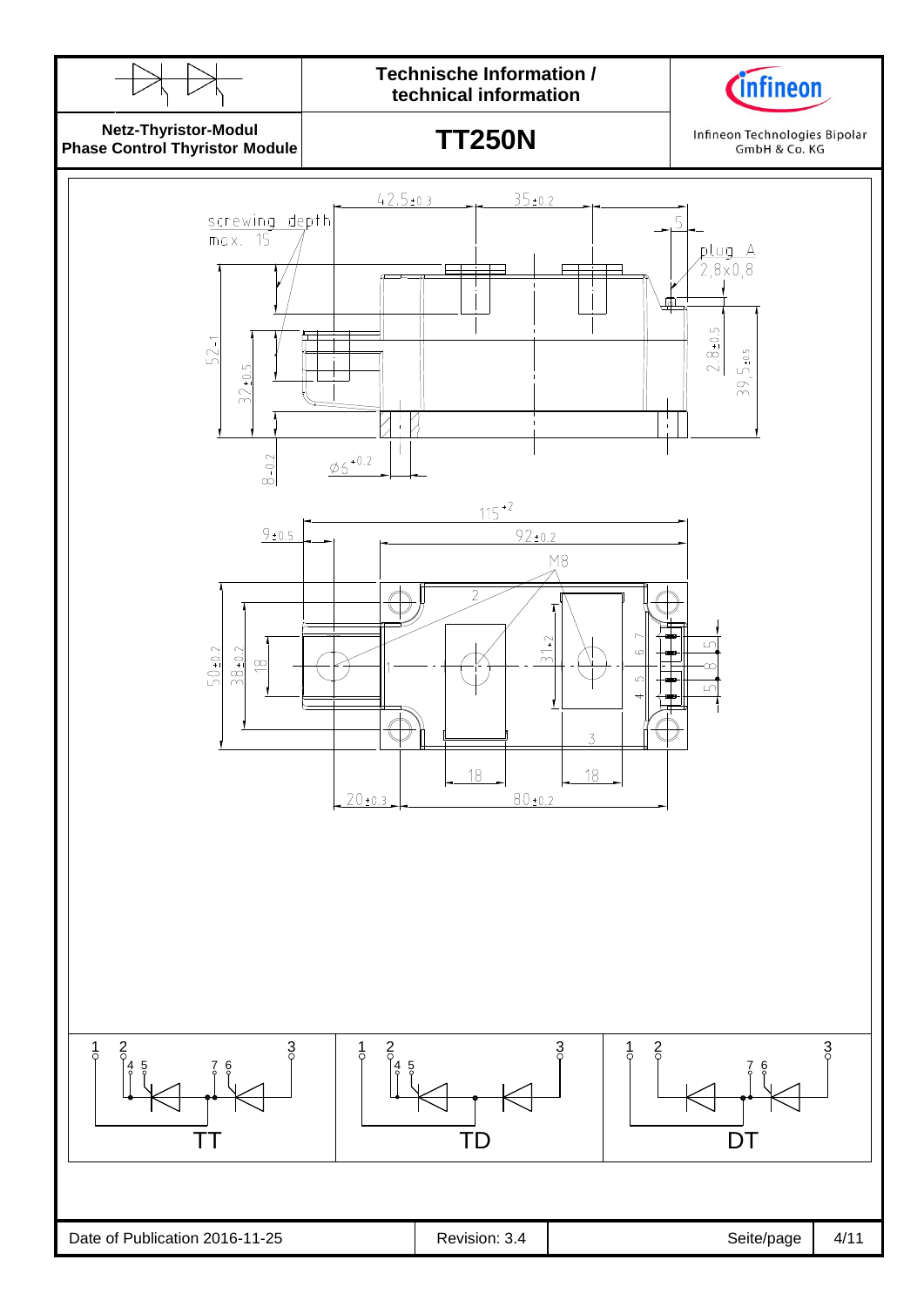Technische Information / technical information

Netz-Thyristor-Modul
Phase Control Thyristor Module

# TT250N

Infineon Technologies Bipolar GmbH & Co. KG

screwing depth max. 15

42.5±0.3 35±0.2 5

plug A 2,8x0,8

52-1 32±0.5 8-0.2 Ø6+0.2 2.8±0.5 39.5±0.5

115+2 9±0.5 92±0.2 M8

50±0.2 38±0.2 18 31±2

20±0.3 80±0.2 18 18

1 2 3 4 5 6 7

1 2 3 4 5 7 6

TT

1 2 3 4 5

TD

1 2 3 7 6

DT

Date of Publication 2016-11-25 | Revision: 3.4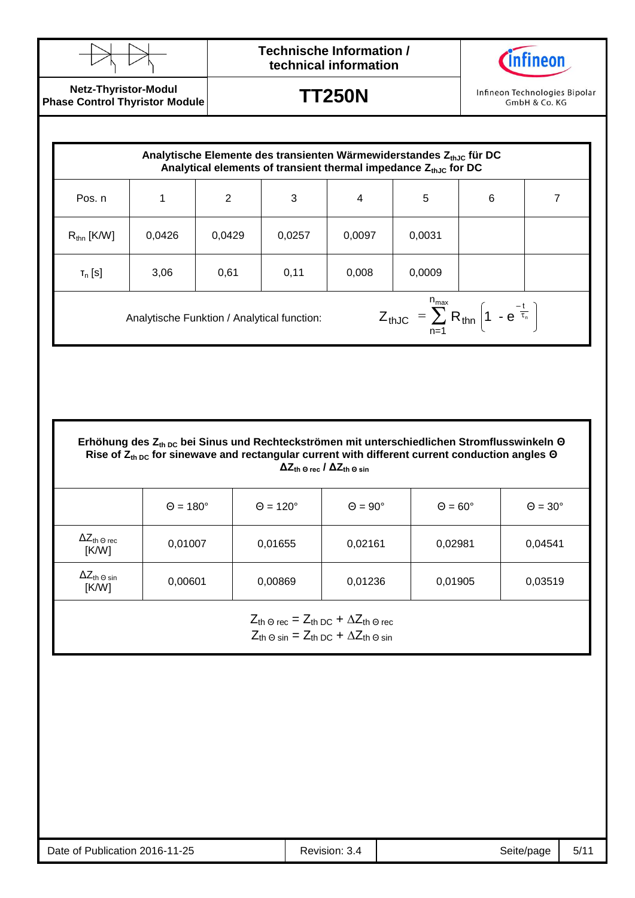## Analytische Elemente des transienten Wärmewiderstandes $Z_{thJC}$ für DC
## Analytical elements of transient thermal impedance $Z_{thJC}$ for DC

| Pos. n | 1 | 2 | 3 | 4 | 5 | 6 | 7 |
|---|---|---|---|---|---|---|---|
| $R_{thn}$ [K/W] | 0,0426 | 0,0429 | 0,0257 | 0,0097 | 0,0031 | | |
| $\tau_n$ [s] | 3,06 | 0,61 | 0,11 | 0,008 | 0,0009 | | |

Analytische Funktion / Analytical function:

$$Z_{thJC} = \sum_{n=1}^{n_{max}} R_{thn} \left(1 - e^{\frac{-t}{\tau_n}}\right)$$

## Erhöhung des $Z_{th\,DC}$ bei Sinus und Rechteckströmen mit unterschiedlichen Stromflusswinkeln Θ
## Rise of $Z_{th\,DC}$ for sinewave and rectangular current with different current conduction angles Θ
### $\Delta Z_{th\,\Theta\,rec}$ / $\Delta Z_{th\,\Theta\,sin}$

| | Θ = 180° | Θ = 120° | Θ = 90° | Θ = 60° | Θ = 30° |
|---|---|---|---|---|---|
| $\Delta Z_{th\,\Theta\,rec}$ [K/W] | 0,01007 | 0,01655 | 0,02161 | 0,02981 | 0,04541 |
| $\Delta Z_{th\,\Theta\,sin}$ [K/W] | 0,00601 | 0,00869 | 0,01236 | 0,01905 | 0,03519 |

$$Z_{th\,\Theta\,rec} = Z_{th\,DC} + \Delta Z_{th\,\Theta\,rec}$$
$$Z_{th\,\Theta\,sin} = Z_{th\,DC} + \Delta Z_{th\,\Theta\,sin}$$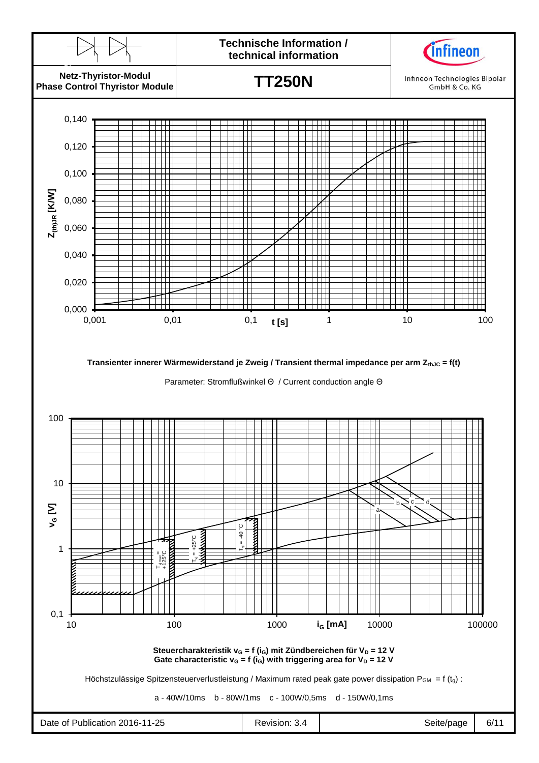Technische Information / technical information

Netz-Thyristor-Modul
Phase Control Thyristor Module

# TT250N

Infineon Technologies Bipolar GmbH & Co. KG

**Transienter innerer Wärmewiderstand je Zweig / Transient thermal impedance per arm $Z_{thJC}$ = f(t)**

Parameter: Stromflußwinkel Θ / Current conduction angle Θ

**Steuercharakteristik $v_G$ = f ($i_G$) mit Zündbereichen für $V_D$ = 12 V**
**Gate characteristic $v_G$ = f ($i_G$) with triggering area for $V_D$ = 12 V**

Höchstzulässige Spitzensteuerverlustleistung / Maximum rated peak gate power dissipation $P_{GM}$ = f ($t_g$) :

a - 40W/10ms b - 80W/1ms c - 100W/0,5ms d - 150W/0,1ms

Date of Publication 2016-11-25 | Revision: 3.4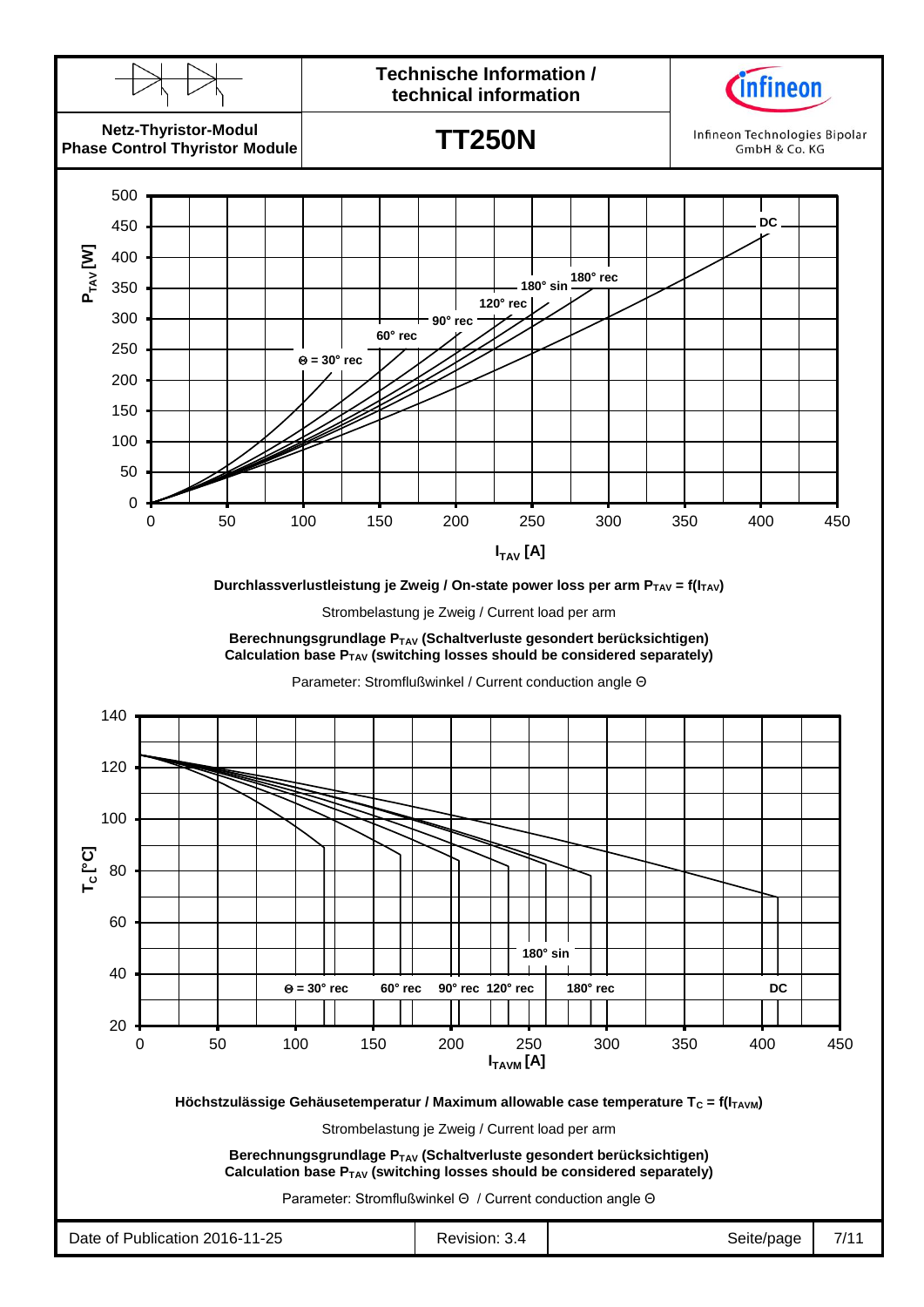Durchlassverlustleistung je Zweig / On-state power loss per arm $P_{TAV} = f(I_{TAV})$

Strombelastung je Zweig / Current load per arm

**Berechnungsgrundlage $P_{TAV}$ (Schaltverluste gesondert berücksichtigen)**
**Calculation base $P_{TAV}$ (switching losses should be considered separately)**

Parameter: Stromflußwinkel / Current conduction angle Θ

Höchstzulässige Gehäusetemperatur / Maximum allowable case temperature $T_C = f(I_{TAVM})$

Strombelastung je Zweig / Current load per arm

**Berechnungsgrundlage $P_{TAV}$ (Schaltverluste gesondert berücksichtigen)**
**Calculation base $P_{TAV}$ (switching losses should be considered separately)**

Parameter: Stromflußwinkel Θ / Current conduction angle Θ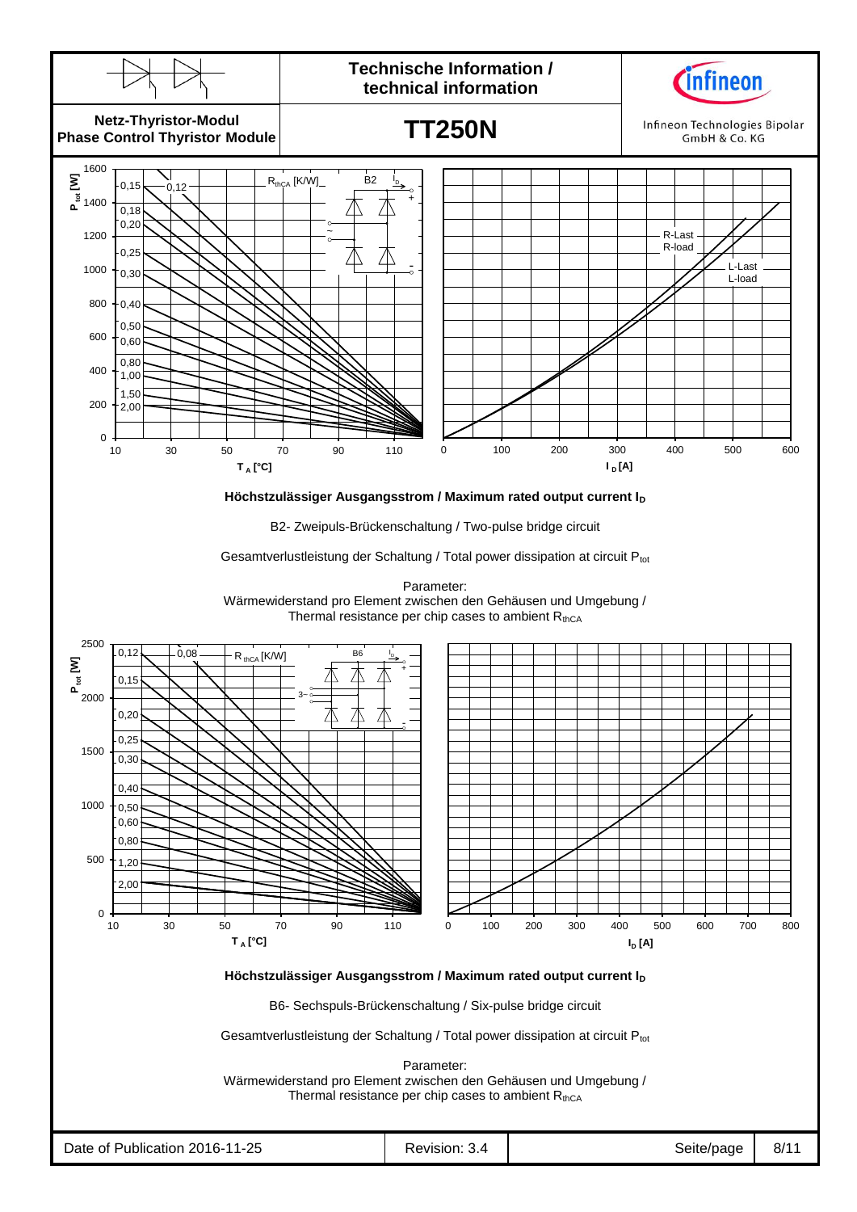**Höchstzulässiger Ausgangsstrom / Maximum rated output current $I_D$**

B2- Zweipuls-Brückenschaltung / Two-pulse bridge circuit

Gesamtverlustleistung der Schaltung / Total power dissipation at circuit $P_{tot}$

Parameter:
Wärmewiderstand pro Element zwischen den Gehäusen und Umgebung /
Thermal resistance per chip cases to ambient $R_{thCA}$

**Höchstzulässiger Ausgangsstrom / Maximum rated output current $I_D$**

B6- Sechspuls-Brückenschaltung / Six-pulse bridge circuit

Gesamtverlustleistung der Schaltung / Total power dissipation at circuit $P_{tot}$

Parameter:
Wärmewiderstand pro Element zwischen den Gehäusen und Umgebung /
Thermal resistance per chip cases to ambient $R_{thCA}$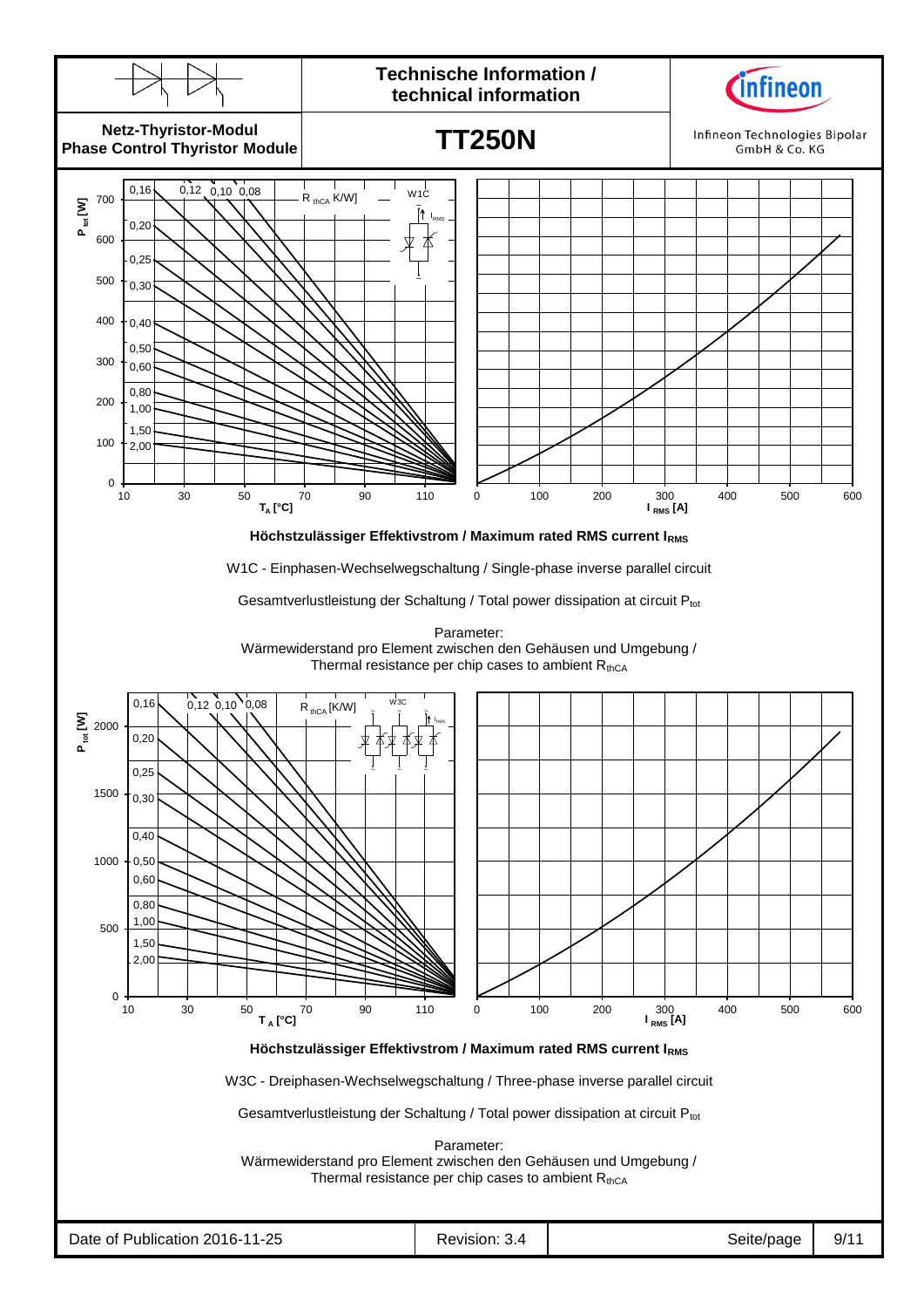**Höchstzulässiger Effektivstrom / Maximum rated RMS current $I_{RMS}$**

W1C - Einphasen-Wechselwegschaltung / Single-phase inverse parallel circuit

Gesamtverlustleistung der Schaltung / Total power dissipation at circuit $P_{tot}$

Parameter:
Wärmewiderstand pro Element zwischen den Gehäusen und Umgebung /
Thermal resistance per chip cases to ambient $R_{thCA}$

**Höchstzulässiger Effektivstrom / Maximum rated RMS current $I_{RMS}$**

W3C - Dreiphasen-Wechselwegschaltung / Three-phase inverse parallel circuit

Gesamtverlustleistung der Schaltung / Total power dissipation at circuit $P_{tot}$

Parameter:
Wärmewiderstand pro Element zwischen den Gehäusen und Umgebung /
Thermal resistance per chip cases to ambient $R_{thCA}$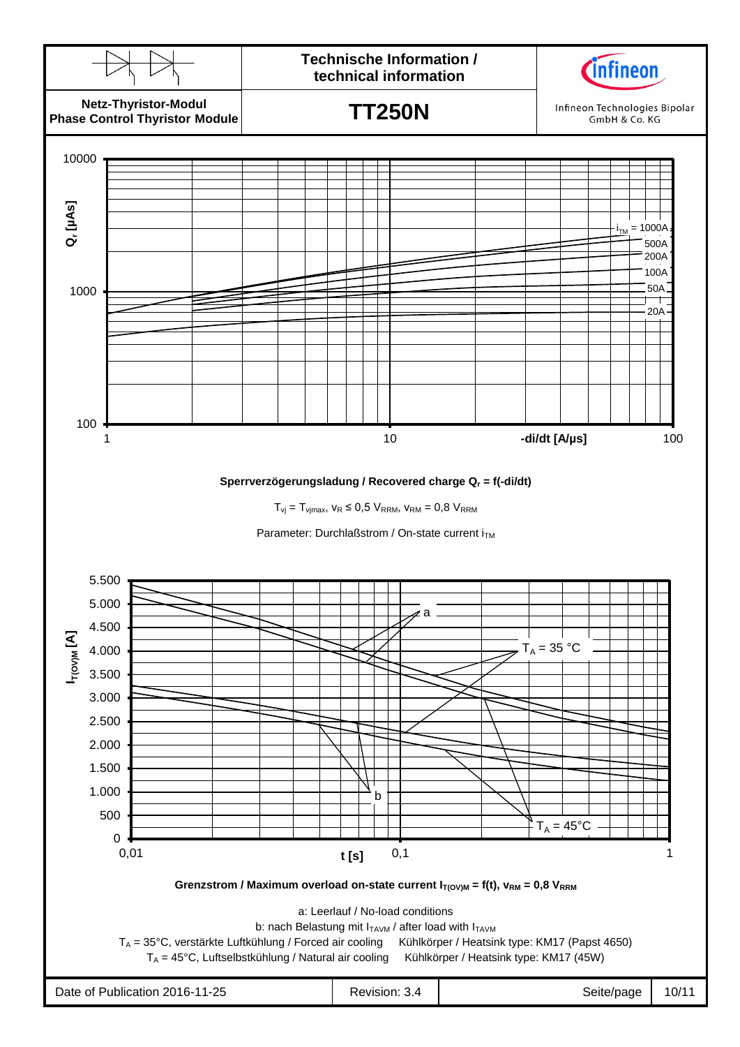**Sperrverzögerungsladung / Recovered charge $Q_r = f(-di/dt)$**

$T_{vj} = T_{vjmax}$, $v_R \leq 0{,}5\ V_{RRM}$, $v_{RM} = 0{,}8\ V_{RRM}$

Parameter: Durchlaßstrom / On-state current $i_{TM}$

**Grenzstrom / Maximum overload on-state current $I_{T(OV)M} = f(t)$, $v_{RM} = 0{,}8\ V_{RRM}$**

a: Leerlauf / No-load conditions

b: nach Belastung mit $I_{TAVM}$ / after load with $I_{TAVM}$

$T_A$ = 35°C, verstärkte Luftkühlung / Forced air cooling Kühlkörper / Heatsink type: KM17 (Papst 4650)

$T_A$ = 45°C, Luftselbstkühlung / Natural air cooling Kühlkörper / Heatsink type: KM17 (45W)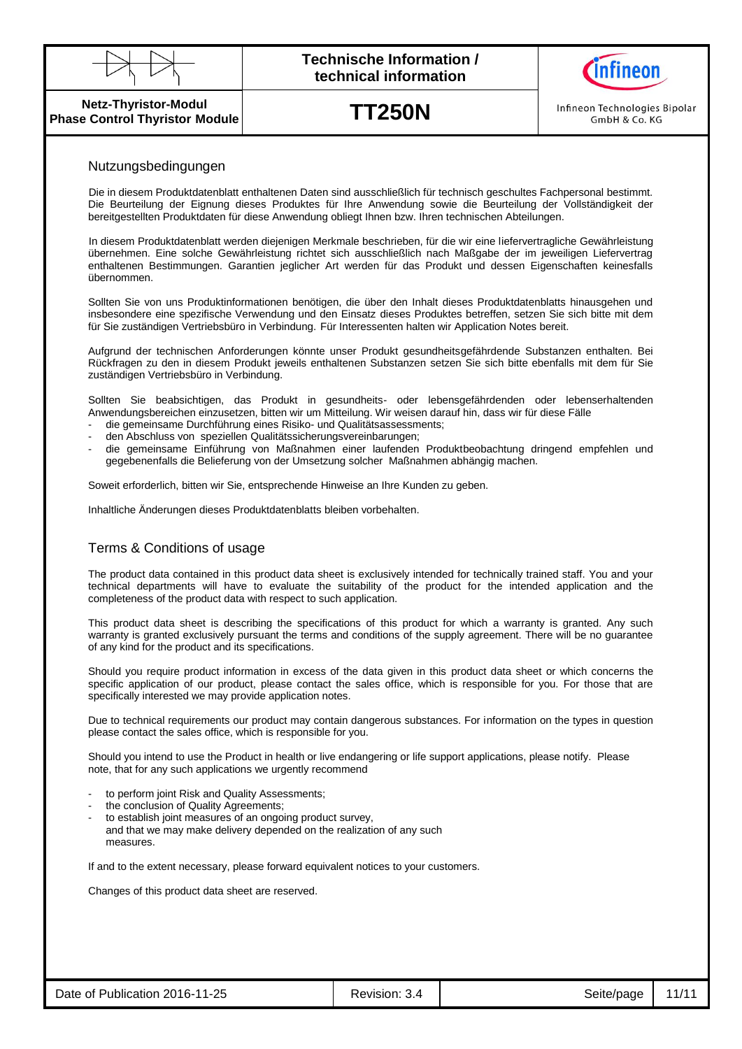## Nutzungsbedingungen

Die in diesem Produktdatenblatt enthaltenen Daten sind ausschließlich für technisch geschultes Fachpersonal bestimmt. Die Beurteilung der Eignung dieses Produktes für Ihre Anwendung sowie die Beurteilung der Vollständigkeit der bereitgestellten Produktdaten für diese Anwendung obliegt Ihnen bzw. Ihren technischen Abteilungen.

In diesem Produktdatenblatt werden diejenigen Merkmale beschrieben, für die wir eine liefervertragliche Gewährleistung übernehmen. Eine solche Gewährleistung richtet sich ausschließlich nach Maßgabe der im jeweiligen Liefervertrag enthaltenen Bestimmungen. Garantien jeglicher Art werden für das Produkt und dessen Eigenschaften keinesfalls übernommen.

Sollten Sie von uns Produktinformationen benötigen, die über den Inhalt dieses Produktdatenblatts hinausgehen und insbesondere eine spezifische Verwendung und den Einsatz dieses Produktes betreffen, setzen Sie sich bitte mit dem für Sie zuständigen Vertriebsbüro in Verbindung. Für Interessenten halten wir Application Notes bereit.

Aufgrund der technischen Anforderungen könnte unser Produkt gesundheitsgefährdende Substanzen enthalten. Bei Rückfragen zu den in diesem Produkt jeweils enthaltenen Substanzen setzen Sie sich bitte ebenfalls mit dem für Sie zuständigen Vertriebsbüro in Verbindung.

Sollten Sie beabsichtigen, das Produkt in gesundheits- oder lebensgefährdenden oder lebenserhaltenden Anwendungsbereichen einzusetzen, bitten wir um Mitteilung. Wir weisen darauf hin, dass wir für diese Fälle

- die gemeinsame Durchführung eines Risiko- und Qualitätsassessments;
- den Abschluss von speziellen Qualitätssicherungsvereinbarungen;
- die gemeinsame Einführung von Maßnahmen einer laufenden Produktbeobachtung dringend empfehlen und gegebenenfalls die Belieferung von der Umsetzung solcher Maßnahmen abhängig machen.

Soweit erforderlich, bitten wir Sie, entsprechende Hinweise an Ihre Kunden zu geben.

Inhaltliche Änderungen dieses Produktdatenblatts bleiben vorbehalten.

## Terms & Conditions of usage

The product data contained in this product data sheet is exclusively intended for technically trained staff. You and your technical departments will have to evaluate the suitability of the product for the intended application and the completeness of the product data with respect to such application.

This product data sheet is describing the specifications of this product for which a warranty is granted. Any such warranty is granted exclusively pursuant the terms and conditions of the supply agreement. There will be no guarantee of any kind for the product and its specifications.

Should you require product information in excess of the data given in this product data sheet or which concerns the specific application of our product, please contact the sales office, which is responsible for you. For those that are specifically interested we may provide application notes.

Due to technical requirements our product may contain dangerous substances. For information on the types in question please contact the sales office, which is responsible for you.

Should you intend to use the Product in health or live endangering or life support applications, please notify. Please note, that for any such applications we urgently recommend

- to perform joint Risk and Quality Assessments;
- the conclusion of Quality Agreements;
- to establish joint measures of an ongoing product survey, and that we may make delivery depended on the realization of any such measures.

If and to the extent necessary, please forward equivalent notices to your customers.

Changes of this product data sheet are reserved.